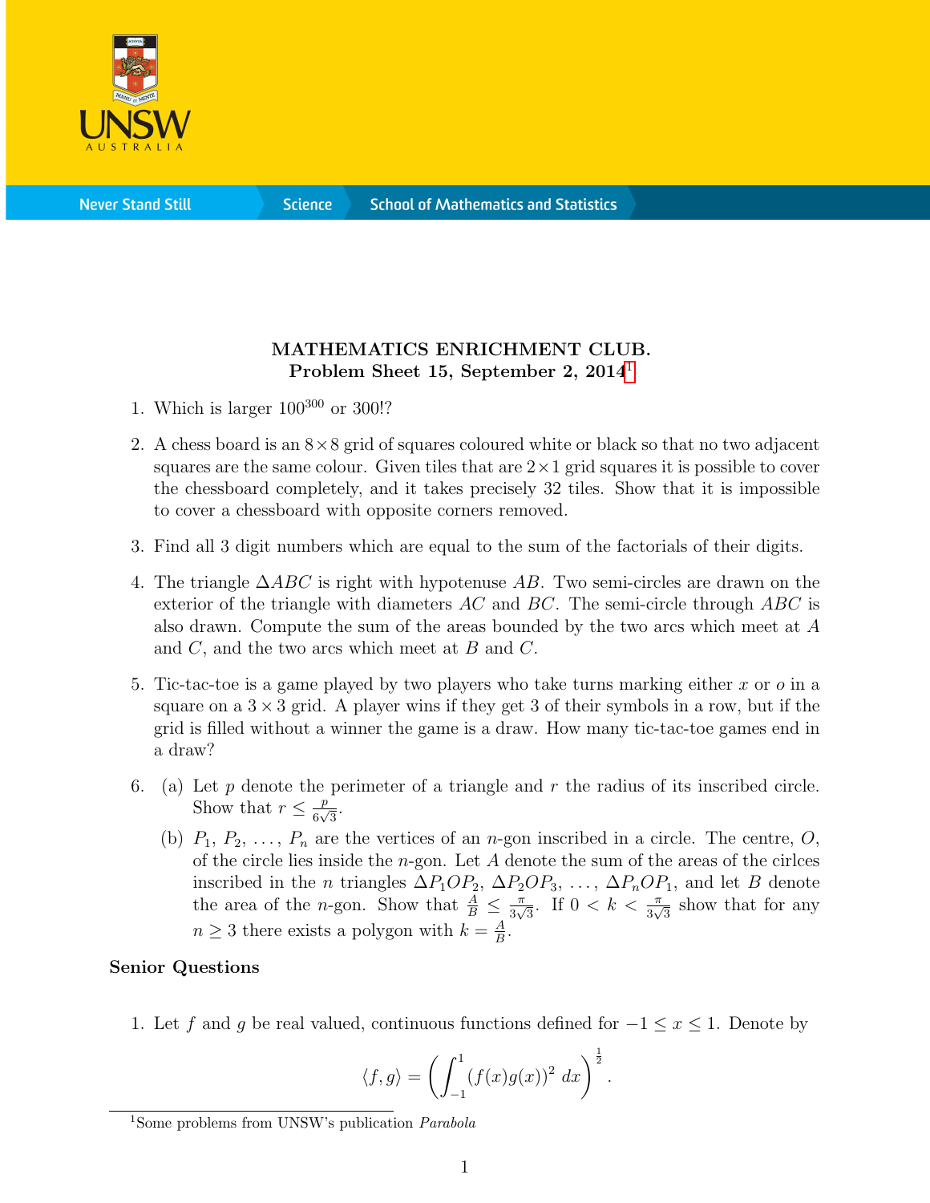**MATHEMATICS ENRICHMENT CLUB.**
**Problem Sheet 15, September 2, 2014**[1]

1. Which is larger $100^{300}$ or $300!$?

2. A chess board is an $8 \times 8$ grid of squares coloured white or black so that no two adjacent squares are the same colour. Given tiles that are $2 \times 1$ grid squares it is possible to cover the chessboard completely, and it takes precisely 32 tiles. Show that it is impossible to cover a chessboard with opposite corners removed.

3. Find all 3 digit numbers which are equal to the sum of the factorials of their digits.

4. The triangle $\Delta ABC$ is right with hypotenuse $AB$. Two semi-circles are drawn on the exterior of the triangle with diameters $AC$ and $BC$. The semi-circle through $ABC$ is also drawn. Compute the sum of the areas bounded by the two arcs which meet at $A$ and $C$, and the two arcs which meet at $B$ and $C$.

5. Tic-tac-toe is a game played by two players who take turns marking either $x$ or $o$ in a square on a $3 \times 3$ grid. A player wins if they get 3 of their symbols in a row, but if the grid is filled without a winner the game is a draw. How many tic-tac-toe games end in a draw?

6. (a) Let $p$ denote the perimeter of a triangle and $r$ the radius of its inscribed circle. Show that $r \leq \frac{p}{6\sqrt{3}}$.

   (b) $P_1, P_2, \ldots, P_n$ are the vertices of an $n$-gon inscribed in a circle. The centre, $O$, of the circle lies inside the $n$-gon. Let $A$ denote the sum of the areas of the cirlces inscribed in the $n$ triangles $\Delta P_1OP_2, \Delta P_2OP_3, \ldots, \Delta P_nOP_1$, and let $B$ denote the area of the $n$-gon. Show that $\frac{A}{B} \leq \frac{\pi}{3\sqrt{3}}$. If $0 < k < \frac{\pi}{3\sqrt{3}}$ show that for any $n \geq 3$ there exists a polygon with $k = \frac{A}{B}$.

## Senior Questions

1. Let $f$ and $g$ be real valued, continuous functions defined for $-1 \leq x \leq 1$. Denote by

$$\langle f, g \rangle = \left( \int_{-1}^{1} (f(x)g(x))^2 \, dx \right)^{\frac{1}{2}}.$$

[1] Some problems from UNSW's publication *Parabola*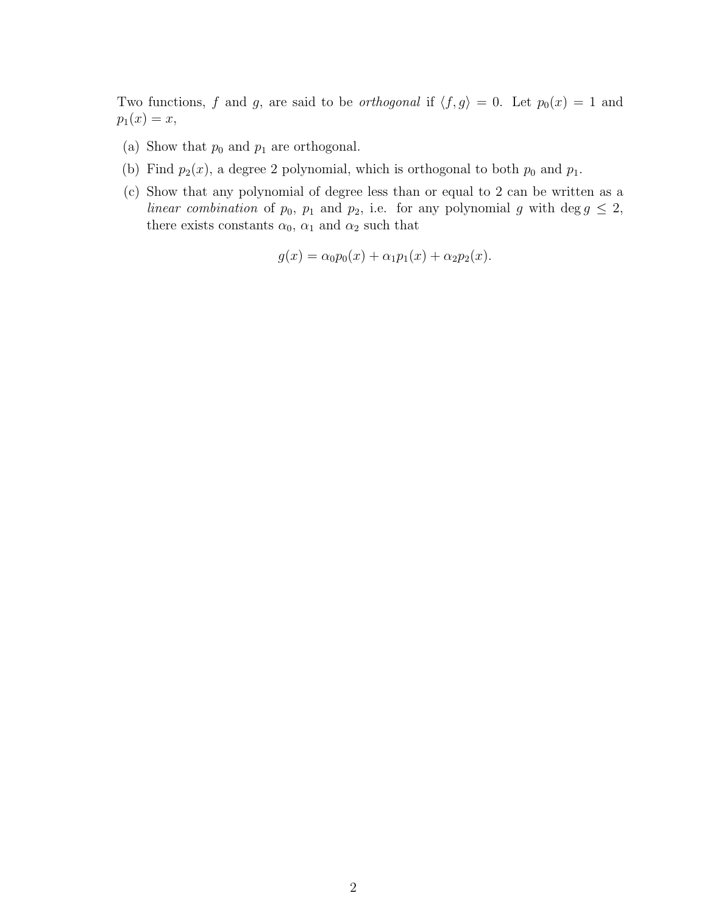Two functions, $f$ and $g$, are said to be *orthogonal* if $\langle f, g \rangle = 0$. Let $p_0(x) = 1$ and $p_1(x) = x$,

(a) Show that $p_0$ and $p_1$ are orthogonal.

(b) Find $p_2(x)$, a degree 2 polynomial, which is orthogonal to both $p_0$ and $p_1$.

(c) Show that any polynomial of degree less than or equal to 2 can be written as a *linear combination* of $p_0$, $p_1$ and $p_2$, i.e. for any polynomial $g$ with $\deg g \leq 2$, there exists constants $\alpha_0$, $\alpha_1$ and $\alpha_2$ such that

$$g(x) = \alpha_0 p_0(x) + \alpha_1 p_1(x) + \alpha_2 p_2(x).$$